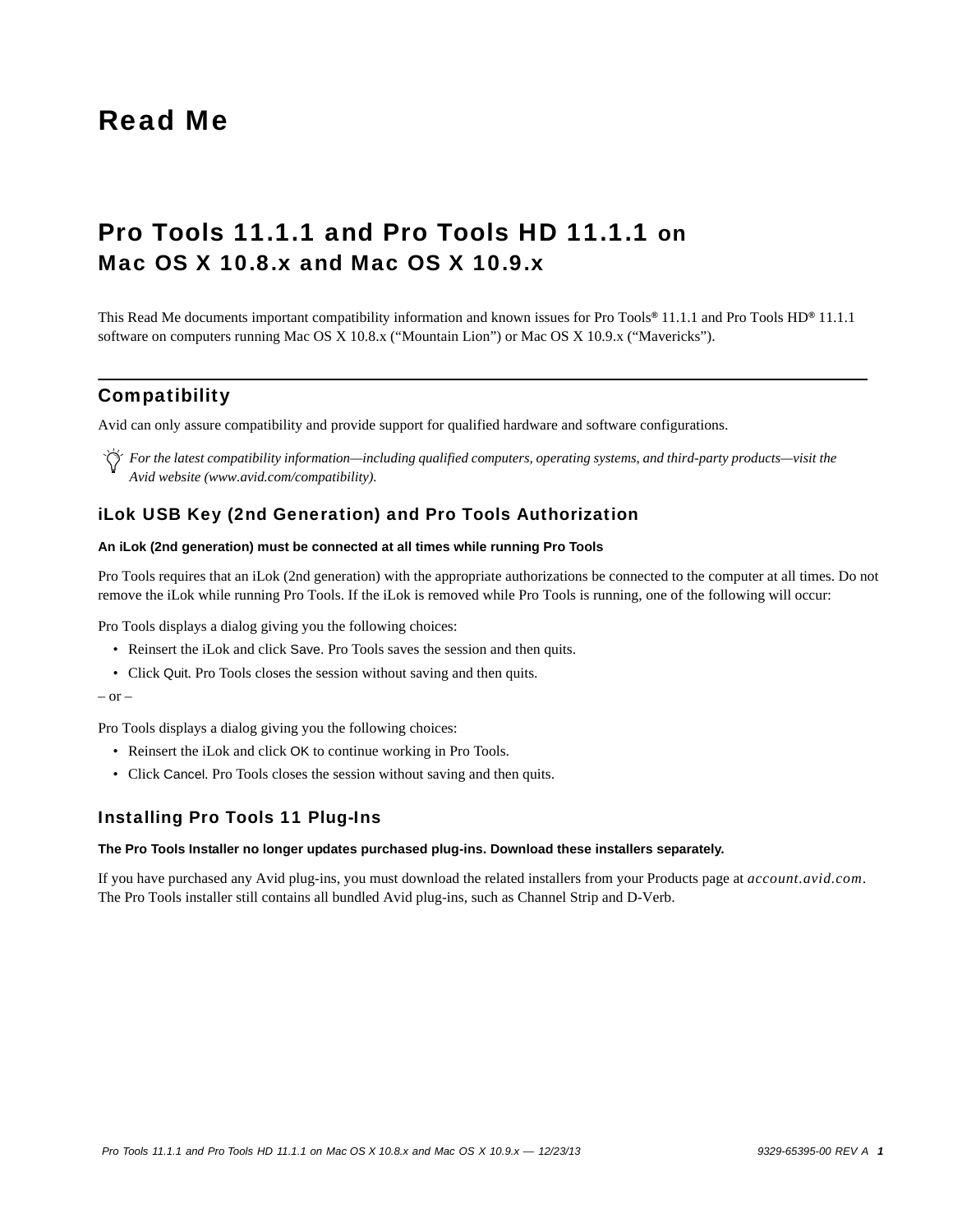# Read Me

## Pro Tools 11.1.1 and Pro Tools HD 11.1.1 on Mac OS X 10.8.x and Mac OS X 10.9.x

This Read Me documents important compatibility information and known issues for Pro Tools® 11.1.1 and Pro Tools HD® 11.1.1 software on computers running Mac OS X 10.8.x (“Mountain Lion”) or Mac OS X 10.9.x (“Mavericks”).

## Compatibility

Avid can only assure compatibility and provide support for qualified hardware and software configurations.

*For the latest compatibility information—including qualified computers, operating systems, and third-party products—visit the Avid website (www.avid.com/compatibility).*

### iLok USB Key (2nd Generation) and Pro Tools Authorization

**An iLok (2nd generation) must be connected at all times while running Pro Tools**

Pro Tools requires that an iLok (2nd generation) with the appropriate authorizations be connected to the computer at all times. Do not remove the iLok while running Pro Tools. If the iLok is removed while Pro Tools is running, one of the following will occur:

Pro Tools displays a dialog giving you the following choices:

- Reinsert the iLok and click Save. Pro Tools saves the session and then quits.
- Click Quit. Pro Tools closes the session without saving and then quits.

– or –

Pro Tools displays a dialog giving you the following choices:

- Reinsert the iLok and click OK to continue working in Pro Tools.
- Click Cancel. Pro Tools closes the session without saving and then quits.

### Installing Pro Tools 11 Plug-Ins

**The Pro Tools Installer no longer updates purchased plug-ins. Download these installers separately.**

If you have purchased any Avid plug-ins, you must download the related installers from your Products page at *account.avid.com*. The Pro Tools installer still contains all bundled Avid plug-ins, such as Channel Strip and D-Verb.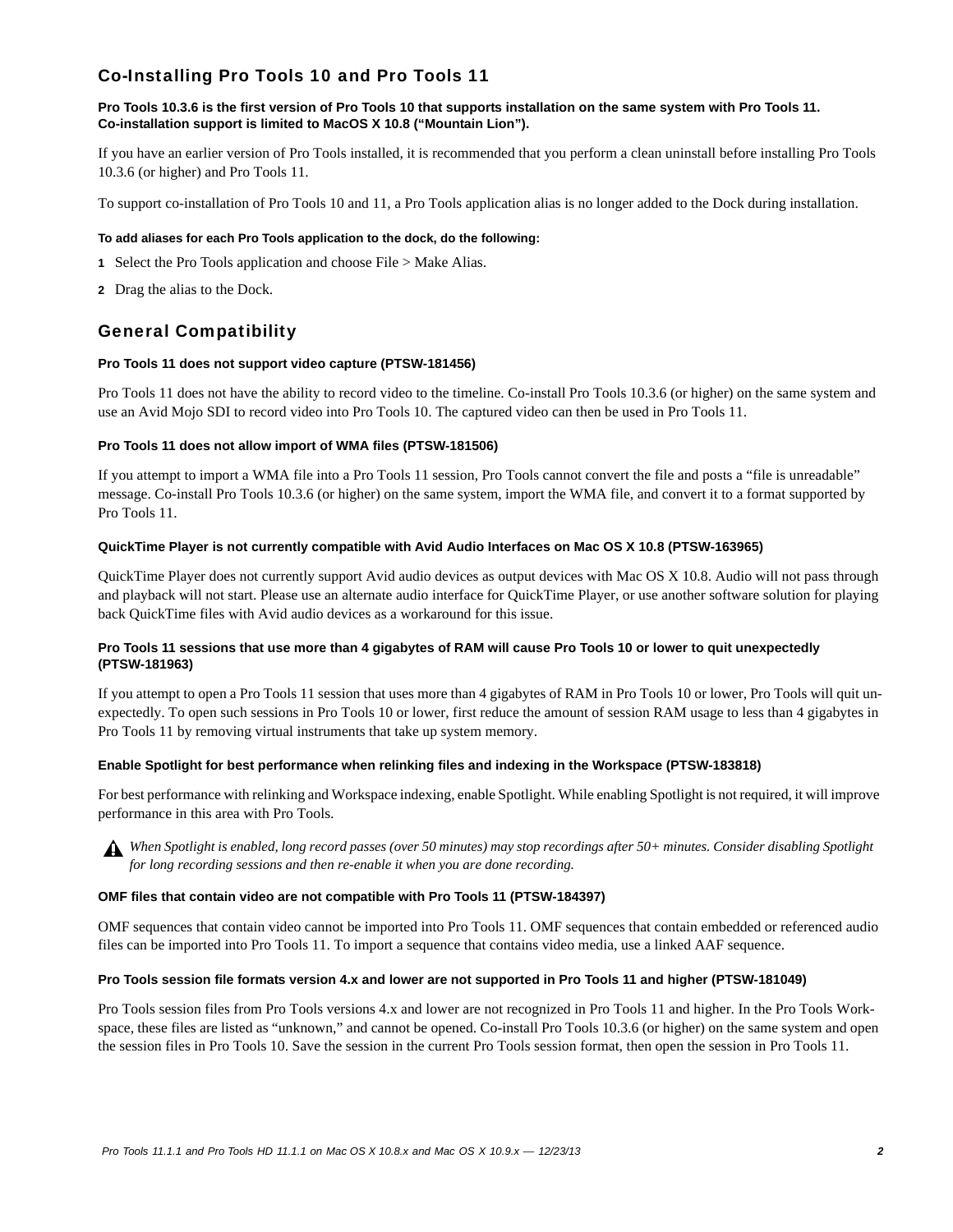## Co-Installing Pro Tools 10 and Pro Tools 11

**Pro Tools 10.3.6 is the first version of Pro Tools 10 that supports installation on the same system with Pro Tools 11. Co-installation support is limited to MacOS X 10.8 ("Mountain Lion").**

If you have an earlier version of Pro Tools installed, it is recommended that you perform a clean uninstall before installing Pro Tools 10.3.6 (or higher) and Pro Tools 11.

To support co-installation of Pro Tools 10 and 11, a Pro Tools application alias is no longer added to the Dock during installation.

**To add aliases for each Pro Tools application to the dock, do the following:**

1. Select the Pro Tools application and choose File > Make Alias.
2. Drag the alias to the Dock.

## General Compatibility

### Pro Tools 11 does not support video capture (PTSW-181456)

Pro Tools 11 does not have the ability to record video to the timeline. Co-install Pro Tools 10.3.6 (or higher) on the same system and use an Avid Mojo SDI to record video into Pro Tools 10. The captured video can then be used in Pro Tools 11.

### Pro Tools 11 does not allow import of WMA files (PTSW-181506)

If you attempt to import a WMA file into a Pro Tools 11 session, Pro Tools cannot convert the file and posts a "file is unreadable" message. Co-install Pro Tools 10.3.6 (or higher) on the same system, import the WMA file, and convert it to a format supported by Pro Tools 11.

### QuickTime Player is not currently compatible with Avid Audio Interfaces on Mac OS X 10.8 (PTSW-163965)

QuickTime Player does not currently support Avid audio devices as output devices with Mac OS X 10.8. Audio will not pass through and playback will not start. Please use an alternate audio interface for QuickTime Player, or use another software solution for playing back QuickTime files with Avid audio devices as a workaround for this issue.

### Pro Tools 11 sessions that use more than 4 gigabytes of RAM will cause Pro Tools 10 or lower to quit unexpectedly (PTSW-181963)

If you attempt to open a Pro Tools 11 session that uses more than 4 gigabytes of RAM in Pro Tools 10 or lower, Pro Tools will quit unexpectedly. To open such sessions in Pro Tools 10 or lower, first reduce the amount of session RAM usage to less than 4 gigabytes in Pro Tools 11 by removing virtual instruments that take up system memory.

### Enable Spotlight for best performance when relinking files and indexing in the Workspace (PTSW-183818)

For best performance with relinking and Workspace indexing, enable Spotlight. While enabling Spotlight is not required, it will improve performance in this area with Pro Tools.

*When Spotlight is enabled, long record passes (over 50 minutes) may stop recordings after 50+ minutes. Consider disabling Spotlight for long recording sessions and then re-enable it when you are done recording.*

### OMF files that contain video are not compatible with Pro Tools 11 (PTSW-184397)

OMF sequences that contain video cannot be imported into Pro Tools 11. OMF sequences that contain embedded or referenced audio files can be imported into Pro Tools 11. To import a sequence that contains video media, use a linked AAF sequence.

### Pro Tools session file formats version 4.x and lower are not supported in Pro Tools 11 and higher (PTSW-181049)

Pro Tools session files from Pro Tools versions 4.x and lower are not recognized in Pro Tools 11 and higher. In the Pro Tools Workspace, these files are listed as "unknown," and cannot be opened. Co-install Pro Tools 10.3.6 (or higher) on the same system and open the session files in Pro Tools 10. Save the session in the current Pro Tools session format, then open the session in Pro Tools 11.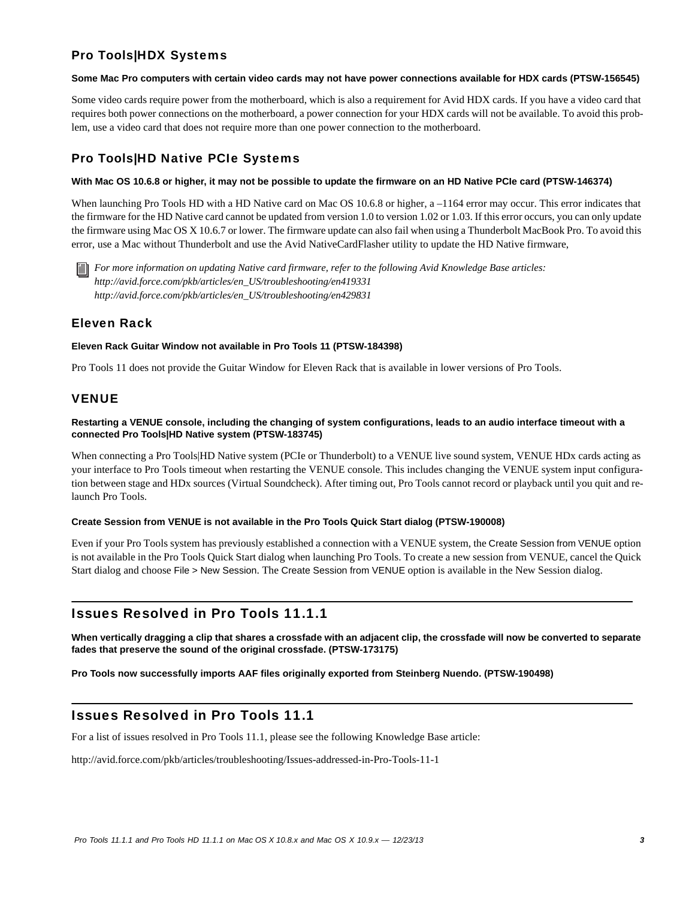## Pro Tools|HDX Systems

**Some Mac Pro computers with certain video cards may not have power connections available for HDX cards (PTSW-156545)**

Some video cards require power from the motherboard, which is also a requirement for Avid HDX cards. If you have a video card that requires both power connections on the motherboard, a power connection for your HDX cards will not be available. To avoid this problem, use a video card that does not require more than one power connection to the motherboard.

## Pro Tools|HD Native PCIe Systems

**With Mac OS 10.6.8 or higher, it may not be possible to update the firmware on an HD Native PCIe card (PTSW-146374)**

When launching Pro Tools HD with a HD Native card on Mac OS 10.6.8 or higher, a –1164 error may occur. This error indicates that the firmware for the HD Native card cannot be updated from version 1.0 to version 1.02 or 1.03. If this error occurs, you can only update the firmware using Mac OS X 10.6.7 or lower. The firmware update can also fail when using a Thunderbolt MacBook Pro. To avoid this error, use a Mac without Thunderbolt and use the Avid NativeCardFlasher utility to update the HD Native firmware,

*For more information on updating Native card firmware, refer to the following Avid Knowledge Base articles:*
*http://avid.force.com/pkb/articles/en_US/troubleshooting/en419331*
*http://avid.force.com/pkb/articles/en_US/troubleshooting/en429831*

## Eleven Rack

**Eleven Rack Guitar Window not available in Pro Tools 11 (PTSW-184398)**

Pro Tools 11 does not provide the Guitar Window for Eleven Rack that is available in lower versions of Pro Tools.

## VENUE

**Restarting a VENUE console, including the changing of system configurations, leads to an audio interface timeout with a connected Pro Tools|HD Native system (PTSW-183745)**

When connecting a Pro Tools|HD Native system (PCIe or Thunderbolt) to a VENUE live sound system, VENUE HDx cards acting as your interface to Pro Tools timeout when restarting the VENUE console. This includes changing the VENUE system input configuration between stage and HDx sources (Virtual Soundcheck). After timing out, Pro Tools cannot record or playback until you quit and relaunch Pro Tools.

**Create Session from VENUE is not available in the Pro Tools Quick Start dialog (PTSW-190008)**

Even if your Pro Tools system has previously established a connection with a VENUE system, the Create Session from VENUE option is not available in the Pro Tools Quick Start dialog when launching Pro Tools. To create a new session from VENUE, cancel the Quick Start dialog and choose File > New Session. The Create Session from VENUE option is available in the New Session dialog.

# Issues Resolved in Pro Tools 11.1.1

**When vertically dragging a clip that shares a crossfade with an adjacent clip, the crossfade will now be converted to separate fades that preserve the sound of the original crossfade. (PTSW-173175)**

**Pro Tools now successfully imports AAF files originally exported from Steinberg Nuendo. (PTSW-190498)**

# Issues Resolved in Pro Tools 11.1

For a list of issues resolved in Pro Tools 11.1, please see the following Knowledge Base article:

http://avid.force.com/pkb/articles/troubleshooting/Issues-addressed-in-Pro-Tools-11-1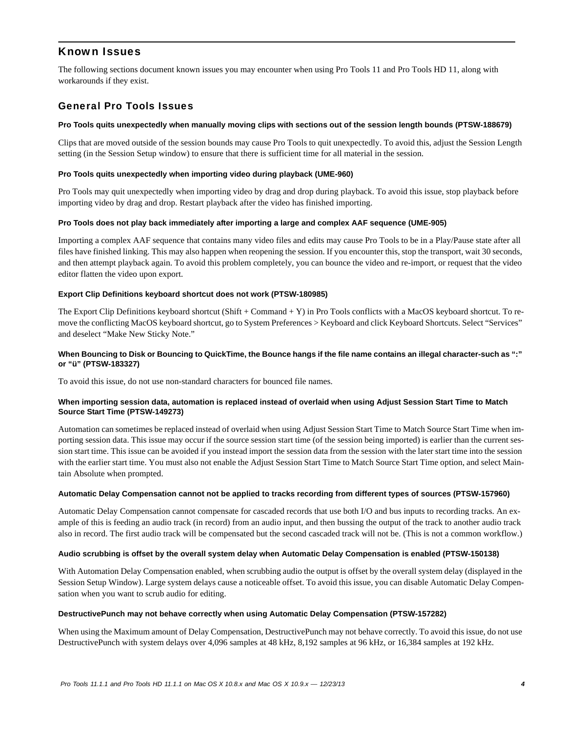## Known Issues

The following sections document known issues you may encounter when using Pro Tools 11 and Pro Tools HD 11, along with workarounds if they exist.

### General Pro Tools Issues

**Pro Tools quits unexpectedly when manually moving clips with sections out of the session length bounds (PTSW-188679)**

Clips that are moved outside of the session bounds may cause Pro Tools to quit unexpectedly. To avoid this, adjust the Session Length setting (in the Session Setup window) to ensure that there is sufficient time for all material in the session.

**Pro Tools quits unexpectedly when importing video during playback (UME-960)**

Pro Tools may quit unexpectedly when importing video by drag and drop during playback. To avoid this issue, stop playback before importing video by drag and drop. Restart playback after the video has finished importing.

**Pro Tools does not play back immediately after importing a large and complex AAF sequence (UME-905)**

Importing a complex AAF sequence that contains many video files and edits may cause Pro Tools to be in a Play/Pause state after all files have finished linking. This may also happen when reopening the session. If you encounter this, stop the transport, wait 30 seconds, and then attempt playback again. To avoid this problem completely, you can bounce the video and re-import, or request that the video editor flatten the video upon export.

**Export Clip Definitions keyboard shortcut does not work (PTSW-180985)**

The Export Clip Definitions keyboard shortcut (Shift + Command + Y) in Pro Tools conflicts with a MacOS keyboard shortcut. To remove the conflicting MacOS keyboard shortcut, go to System Preferences > Keyboard and click Keyboard Shortcuts. Select "Services" and deselect "Make New Sticky Note."

**When Bouncing to Disk or Bouncing to QuickTime, the Bounce hangs if the file name contains an illegal character-such as ":" or "ü" (PTSW-183327)**

To avoid this issue, do not use non-standard characters for bounced file names.

**When importing session data, automation is replaced instead of overlaid when using Adjust Session Start Time to Match Source Start Time (PTSW-149273)**

Automation can sometimes be replaced instead of overlaid when using Adjust Session Start Time to Match Source Start Time when importing session data. This issue may occur if the source session start time (of the session being imported) is earlier than the current session start time. This issue can be avoided if you instead import the session data from the session with the later start time into the session with the earlier start time. You must also not enable the Adjust Session Start Time to Match Source Start Time option, and select Maintain Absolute when prompted.

**Automatic Delay Compensation cannot not be applied to tracks recording from different types of sources (PTSW-157960)**

Automatic Delay Compensation cannot compensate for cascaded records that use both I/O and bus inputs to recording tracks. An example of this is feeding an audio track (in record) from an audio input, and then bussing the output of the track to another audio track also in record. The first audio track will be compensated but the second cascaded track will not be. (This is not a common workflow.)

**Audio scrubbing is offset by the overall system delay when Automatic Delay Compensation is enabled (PTSW-150138)**

With Automation Delay Compensation enabled, when scrubbing audio the output is offset by the overall system delay (displayed in the Session Setup Window). Large system delays cause a noticeable offset. To avoid this issue, you can disable Automatic Delay Compensation when you want to scrub audio for editing.

**DestructivePunch may not behave correctly when using Automatic Delay Compensation (PTSW-157282)**

When using the Maximum amount of Delay Compensation, DestructivePunch may not behave correctly. To avoid this issue, do not use DestructivePunch with system delays over 4,096 samples at 48 kHz, 8,192 samples at 96 kHz, or 16,384 samples at 192 kHz.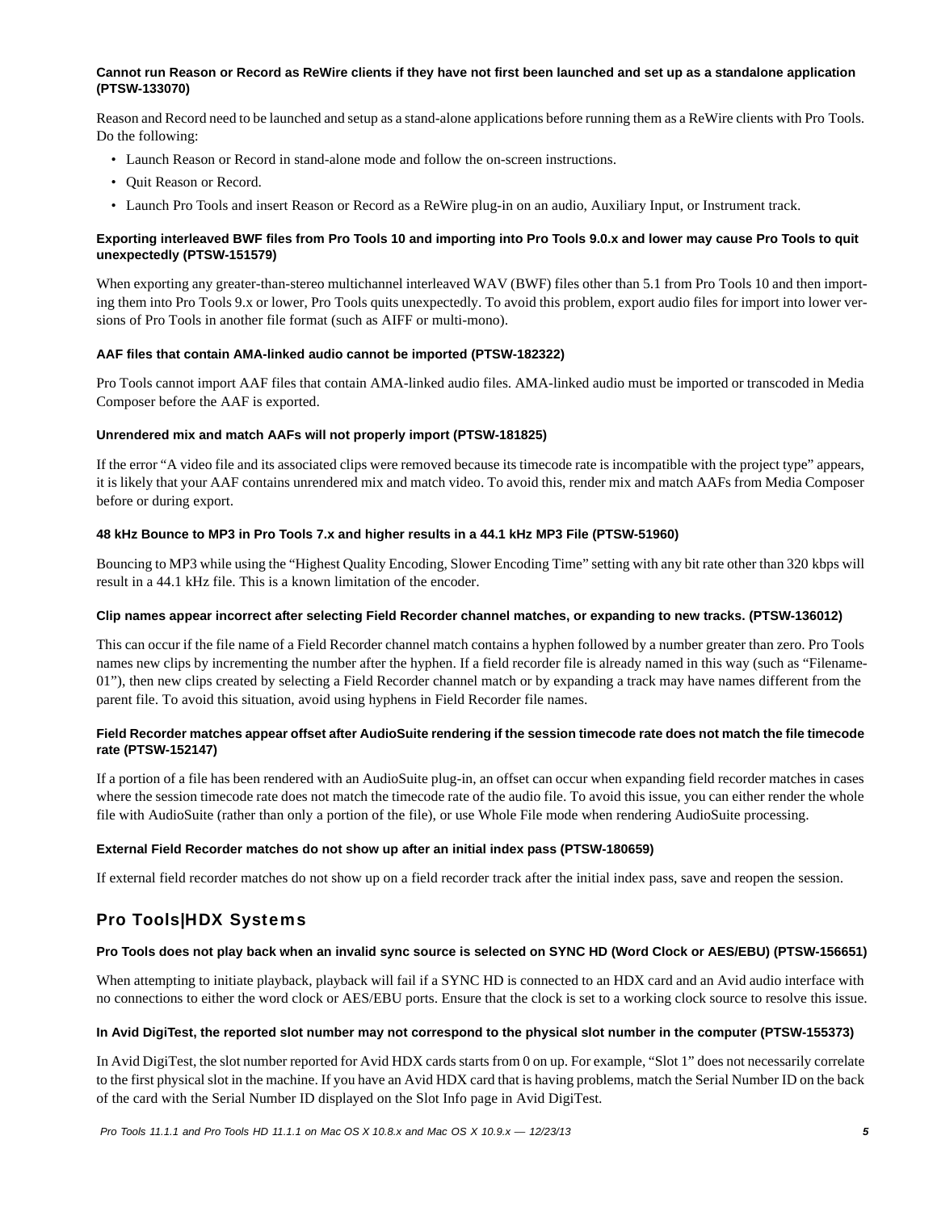**Cannot run Reason or Record as ReWire clients if they have not first been launched and set up as a standalone application (PTSW-133070)**

Reason and Record need to be launched and setup as a stand-alone applications before running them as a ReWire clients with Pro Tools. Do the following:

- Launch Reason or Record in stand-alone mode and follow the on-screen instructions.
- Quit Reason or Record.
- Launch Pro Tools and insert Reason or Record as a ReWire plug-in on an audio, Auxiliary Input, or Instrument track.

**Exporting interleaved BWF files from Pro Tools 10 and importing into Pro Tools 9.0.x and lower may cause Pro Tools to quit unexpectedly (PTSW-151579)**

When exporting any greater-than-stereo multichannel interleaved WAV (BWF) files other than 5.1 from Pro Tools 10 and then importing them into Pro Tools 9.x or lower, Pro Tools quits unexpectedly. To avoid this problem, export audio files for import into lower versions of Pro Tools in another file format (such as AIFF or multi-mono).

**AAF files that contain AMA-linked audio cannot be imported (PTSW-182322)**

Pro Tools cannot import AAF files that contain AMA-linked audio files. AMA-linked audio must be imported or transcoded in Media Composer before the AAF is exported.

**Unrendered mix and match AAFs will not properly import (PTSW-181825)**

If the error “A video file and its associated clips were removed because its timecode rate is incompatible with the project type” appears, it is likely that your AAF contains unrendered mix and match video. To avoid this, render mix and match AAFs from Media Composer before or during export.

**48 kHz Bounce to MP3 in Pro Tools 7.x and higher results in a 44.1 kHz MP3 File (PTSW-51960)**

Bouncing to MP3 while using the “Highest Quality Encoding, Slower Encoding Time” setting with any bit rate other than 320 kbps will result in a 44.1 kHz file. This is a known limitation of the encoder.

**Clip names appear incorrect after selecting Field Recorder channel matches, or expanding to new tracks. (PTSW-136012)**

This can occur if the file name of a Field Recorder channel match contains a hyphen followed by a number greater than zero. Pro Tools names new clips by incrementing the number after the hyphen. If a field recorder file is already named in this way (such as “Filename-01”), then new clips created by selecting a Field Recorder channel match or by expanding a track may have names different from the parent file. To avoid this situation, avoid using hyphens in Field Recorder file names.

**Field Recorder matches appear offset after AudioSuite rendering if the session timecode rate does not match the file timecode rate (PTSW-152147)**

If a portion of a file has been rendered with an AudioSuite plug-in, an offset can occur when expanding field recorder matches in cases where the session timecode rate does not match the timecode rate of the audio file. To avoid this issue, you can either render the whole file with AudioSuite (rather than only a portion of the file), or use Whole File mode when rendering AudioSuite processing.

**External Field Recorder matches do not show up after an initial index pass (PTSW-180659)**

If external field recorder matches do not show up on a field recorder track after the initial index pass, save and reopen the session.

## Pro Tools|HDX Systems

**Pro Tools does not play back when an invalid sync source is selected on SYNC HD (Word Clock or AES/EBU) (PTSW-156651)**

When attempting to initiate playback, playback will fail if a SYNC HD is connected to an HDX card and an Avid audio interface with no connections to either the word clock or AES/EBU ports. Ensure that the clock is set to a working clock source to resolve this issue.

**In Avid DigiTest, the reported slot number may not correspond to the physical slot number in the computer (PTSW-155373)**

In Avid DigiTest, the slot number reported for Avid HDX cards starts from 0 on up. For example, “Slot 1” does not necessarily correlate to the first physical slot in the machine. If you have an Avid HDX card that is having problems, match the Serial Number ID on the back of the card with the Serial Number ID displayed on the Slot Info page in Avid DigiTest.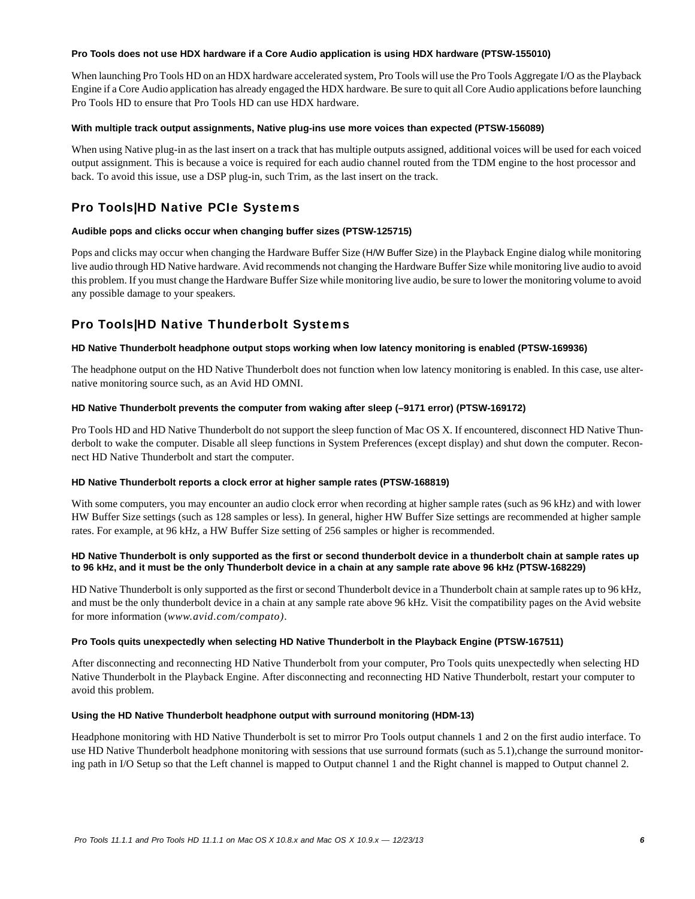#### Pro Tools does not use HDX hardware if a Core Audio application is using HDX hardware (PTSW-155010)

When launching Pro Tools HD on an HDX hardware accelerated system, Pro Tools will use the Pro Tools Aggregate I/O as the Playback Engine if a Core Audio application has already engaged the HDX hardware. Be sure to quit all Core Audio applications before launching Pro Tools HD to ensure that Pro Tools HD can use HDX hardware.

#### With multiple track output assignments, Native plug-ins use more voices than expected (PTSW-156089)

When using Native plug-in as the last insert on a track that has multiple outputs assigned, additional voices will be used for each voiced output assignment. This is because a voice is required for each audio channel routed from the TDM engine to the host processor and back. To avoid this issue, use a DSP plug-in, such Trim, as the last insert on the track.

## Pro Tools|HD Native PCIe Systems

#### Audible pops and clicks occur when changing buffer sizes (PTSW-125715)

Pops and clicks may occur when changing the Hardware Buffer Size (H/W Buffer Size) in the Playback Engine dialog while monitoring live audio through HD Native hardware. Avid recommends not changing the Hardware Buffer Size while monitoring live audio to avoid this problem. If you must change the Hardware Buffer Size while monitoring live audio, be sure to lower the monitoring volume to avoid any possible damage to your speakers.

## Pro Tools|HD Native Thunderbolt Systems

#### HD Native Thunderbolt headphone output stops working when low latency monitoring is enabled (PTSW-169936)

The headphone output on the HD Native Thunderbolt does not function when low latency monitoring is enabled. In this case, use alternative monitoring source such, as an Avid HD OMNI.

#### HD Native Thunderbolt prevents the computer from waking after sleep (–9171 error) (PTSW-169172)

Pro Tools HD and HD Native Thunderbolt do not support the sleep function of Mac OS X. If encountered, disconnect HD Native Thunderbolt to wake the computer. Disable all sleep functions in System Preferences (except display) and shut down the computer. Reconnect HD Native Thunderbolt and start the computer.

#### HD Native Thunderbolt reports a clock error at higher sample rates (PTSW-168819)

With some computers, you may encounter an audio clock error when recording at higher sample rates (such as 96 kHz) and with lower HW Buffer Size settings (such as 128 samples or less). In general, higher HW Buffer Size settings are recommended at higher sample rates. For example, at 96 kHz, a HW Buffer Size setting of 256 samples or higher is recommended.

#### HD Native Thunderbolt is only supported as the first or second thunderbolt device in a thunderbolt chain at sample rates up to 96 kHz, and it must be the only Thunderbolt device in a chain at any sample rate above 96 kHz (PTSW-168229)

HD Native Thunderbolt is only supported as the first or second Thunderbolt device in a Thunderbolt chain at sample rates up to 96 kHz, and must be the only thunderbolt device in a chain at any sample rate above 96 kHz. Visit the compatibility pages on the Avid website for more information (*www.avid.com/compato)*.

#### Pro Tools quits unexpectedly when selecting HD Native Thunderbolt in the Playback Engine (PTSW-167511)

After disconnecting and reconnecting HD Native Thunderbolt from your computer, Pro Tools quits unexpectedly when selecting HD Native Thunderbolt in the Playback Engine. After disconnecting and reconnecting HD Native Thunderbolt, restart your computer to avoid this problem.

#### Using the HD Native Thunderbolt headphone output with surround monitoring (HDM-13)

Headphone monitoring with HD Native Thunderbolt is set to mirror Pro Tools output channels 1 and 2 on the first audio interface. To use HD Native Thunderbolt headphone monitoring with sessions that use surround formats (such as 5.1),change the surround monitoring path in I/O Setup so that the Left channel is mapped to Output channel 1 and the Right channel is mapped to Output channel 2.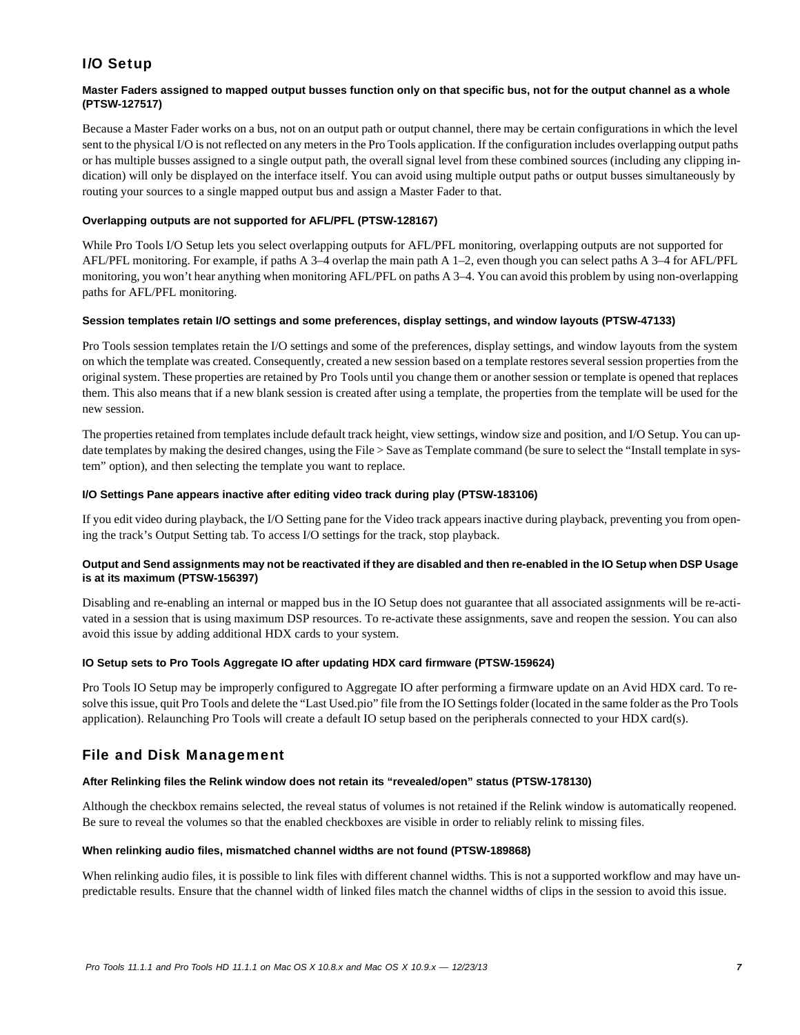## I/O Setup

#### Master Faders assigned to mapped output busses function only on that specific bus, not for the output channel as a whole (PTSW-127517)

Because a Master Fader works on a bus, not on an output path or output channel, there may be certain configurations in which the level sent to the physical I/O is not reflected on any meters in the Pro Tools application. If the configuration includes overlapping output paths or has multiple busses assigned to a single output path, the overall signal level from these combined sources (including any clipping indication) will only be displayed on the interface itself. You can avoid using multiple output paths or output busses simultaneously by routing your sources to a single mapped output bus and assign a Master Fader to that.

#### Overlapping outputs are not supported for AFL/PFL (PTSW-128167)

While Pro Tools I/O Setup lets you select overlapping outputs for AFL/PFL monitoring, overlapping outputs are not supported for AFL/PFL monitoring. For example, if paths A 3–4 overlap the main path A 1–2, even though you can select paths A 3–4 for AFL/PFL monitoring, you won't hear anything when monitoring AFL/PFL on paths A 3–4. You can avoid this problem by using non-overlapping paths for AFL/PFL monitoring.

#### Session templates retain I/O settings and some preferences, display settings, and window layouts (PTSW-47133)

Pro Tools session templates retain the I/O settings and some of the preferences, display settings, and window layouts from the system on which the template was created. Consequently, created a new session based on a template restores several session properties from the original system. These properties are retained by Pro Tools until you change them or another session or template is opened that replaces them. This also means that if a new blank session is created after using a template, the properties from the template will be used for the new session.

The properties retained from templates include default track height, view settings, window size and position, and I/O Setup. You can update templates by making the desired changes, using the File > Save as Template command (be sure to select the "Install template in system" option), and then selecting the template you want to replace.

#### I/O Settings Pane appears inactive after editing video track during play (PTSW-183106)

If you edit video during playback, the I/O Setting pane for the Video track appears inactive during playback, preventing you from opening the track's Output Setting tab. To access I/O settings for the track, stop playback.

#### Output and Send assignments may not be reactivated if they are disabled and then re-enabled in the IO Setup when DSP Usage is at its maximum (PTSW-156397)

Disabling and re-enabling an internal or mapped bus in the IO Setup does not guarantee that all associated assignments will be re-activated in a session that is using maximum DSP resources. To re-activate these assignments, save and reopen the session. You can also avoid this issue by adding additional HDX cards to your system.

#### IO Setup sets to Pro Tools Aggregate IO after updating HDX card firmware (PTSW-159624)

Pro Tools IO Setup may be improperly configured to Aggregate IO after performing a firmware update on an Avid HDX card. To resolve this issue, quit Pro Tools and delete the "Last Used.pio" file from the IO Settings folder (located in the same folder as the Pro Tools application). Relaunching Pro Tools will create a default IO setup based on the peripherals connected to your HDX card(s).

## File and Disk Management

#### After Relinking files the Relink window does not retain its "revealed/open" status (PTSW-178130)

Although the checkbox remains selected, the reveal status of volumes is not retained if the Relink window is automatically reopened. Be sure to reveal the volumes so that the enabled checkboxes are visible in order to reliably relink to missing files.

#### When relinking audio files, mismatched channel widths are not found (PTSW-189868)

When relinking audio files, it is possible to link files with different channel widths. This is not a supported workflow and may have unpredictable results. Ensure that the channel width of linked files match the channel widths of clips in the session to avoid this issue.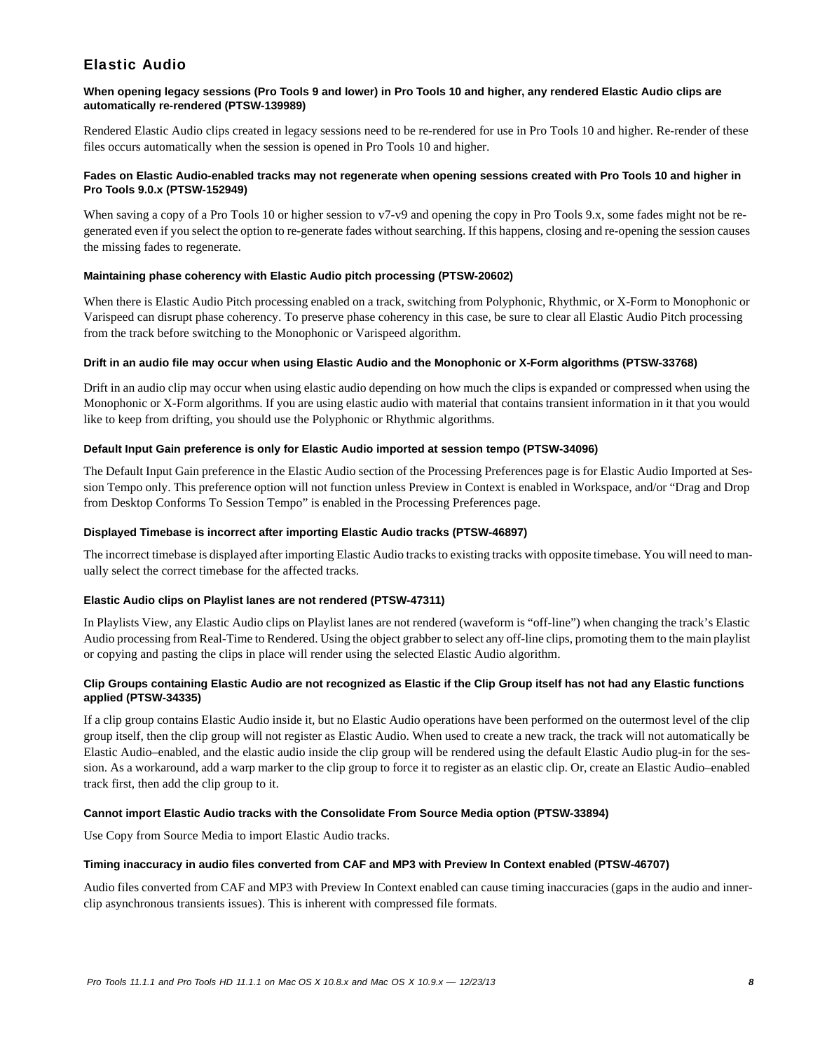## Elastic Audio

#### When opening legacy sessions (Pro Tools 9 and lower) in Pro Tools 10 and higher, any rendered Elastic Audio clips are automatically re-rendered (PTSW-139989)

Rendered Elastic Audio clips created in legacy sessions need to be re-rendered for use in Pro Tools 10 and higher. Re-render of these files occurs automatically when the session is opened in Pro Tools 10 and higher.

#### Fades on Elastic Audio-enabled tracks may not regenerate when opening sessions created with Pro Tools 10 and higher in Pro Tools 9.0.x (PTSW-152949)

When saving a copy of a Pro Tools 10 or higher session to v7-v9 and opening the copy in Pro Tools 9.x, some fades might not be re-generated even if you select the option to re-generate fades without searching. If this happens, closing and re-opening the session causes the missing fades to regenerate.

#### Maintaining phase coherency with Elastic Audio pitch processing (PTSW-20602)

When there is Elastic Audio Pitch processing enabled on a track, switching from Polyphonic, Rhythmic, or X-Form to Monophonic or Varispeed can disrupt phase coherency. To preserve phase coherency in this case, be sure to clear all Elastic Audio Pitch processing from the track before switching to the Monophonic or Varispeed algorithm.

#### Drift in an audio file may occur when using Elastic Audio and the Monophonic or X-Form algorithms (PTSW-33768)

Drift in an audio clip may occur when using elastic audio depending on how much the clips is expanded or compressed when using the Monophonic or X-Form algorithms. If you are using elastic audio with material that contains transient information in it that you would like to keep from drifting, you should use the Polyphonic or Rhythmic algorithms.

#### Default Input Gain preference is only for Elastic Audio imported at session tempo (PTSW-34096)

The Default Input Gain preference in the Elastic Audio section of the Processing Preferences page is for Elastic Audio Imported at Session Tempo only. This preference option will not function unless Preview in Context is enabled in Workspace, and/or "Drag and Drop from Desktop Conforms To Session Tempo" is enabled in the Processing Preferences page.

#### Displayed Timebase is incorrect after importing Elastic Audio tracks (PTSW-46897)

The incorrect timebase is displayed after importing Elastic Audio tracks to existing tracks with opposite timebase. You will need to manually select the correct timebase for the affected tracks.

#### Elastic Audio clips on Playlist lanes are not rendered (PTSW-47311)

In Playlists View, any Elastic Audio clips on Playlist lanes are not rendered (waveform is "off-line") when changing the track's Elastic Audio processing from Real-Time to Rendered. Using the object grabber to select any off-line clips, promoting them to the main playlist or copying and pasting the clips in place will render using the selected Elastic Audio algorithm.

#### Clip Groups containing Elastic Audio are not recognized as Elastic if the Clip Group itself has not had any Elastic functions applied (PTSW-34335)

If a clip group contains Elastic Audio inside it, but no Elastic Audio operations have been performed on the outermost level of the clip group itself, then the clip group will not register as Elastic Audio. When used to create a new track, the track will not automatically be Elastic Audio–enabled, and the elastic audio inside the clip group will be rendered using the default Elastic Audio plug-in for the session. As a workaround, add a warp marker to the clip group to force it to register as an elastic clip. Or, create an Elastic Audio–enabled track first, then add the clip group to it.

#### Cannot import Elastic Audio tracks with the Consolidate From Source Media option (PTSW-33894)

Use Copy from Source Media to import Elastic Audio tracks.

#### Timing inaccuracy in audio files converted from CAF and MP3 with Preview In Context enabled (PTSW-46707)

Audio files converted from CAF and MP3 with Preview In Context enabled can cause timing inaccuracies (gaps in the audio and inner-clip asynchronous transients issues). This is inherent with compressed file formats.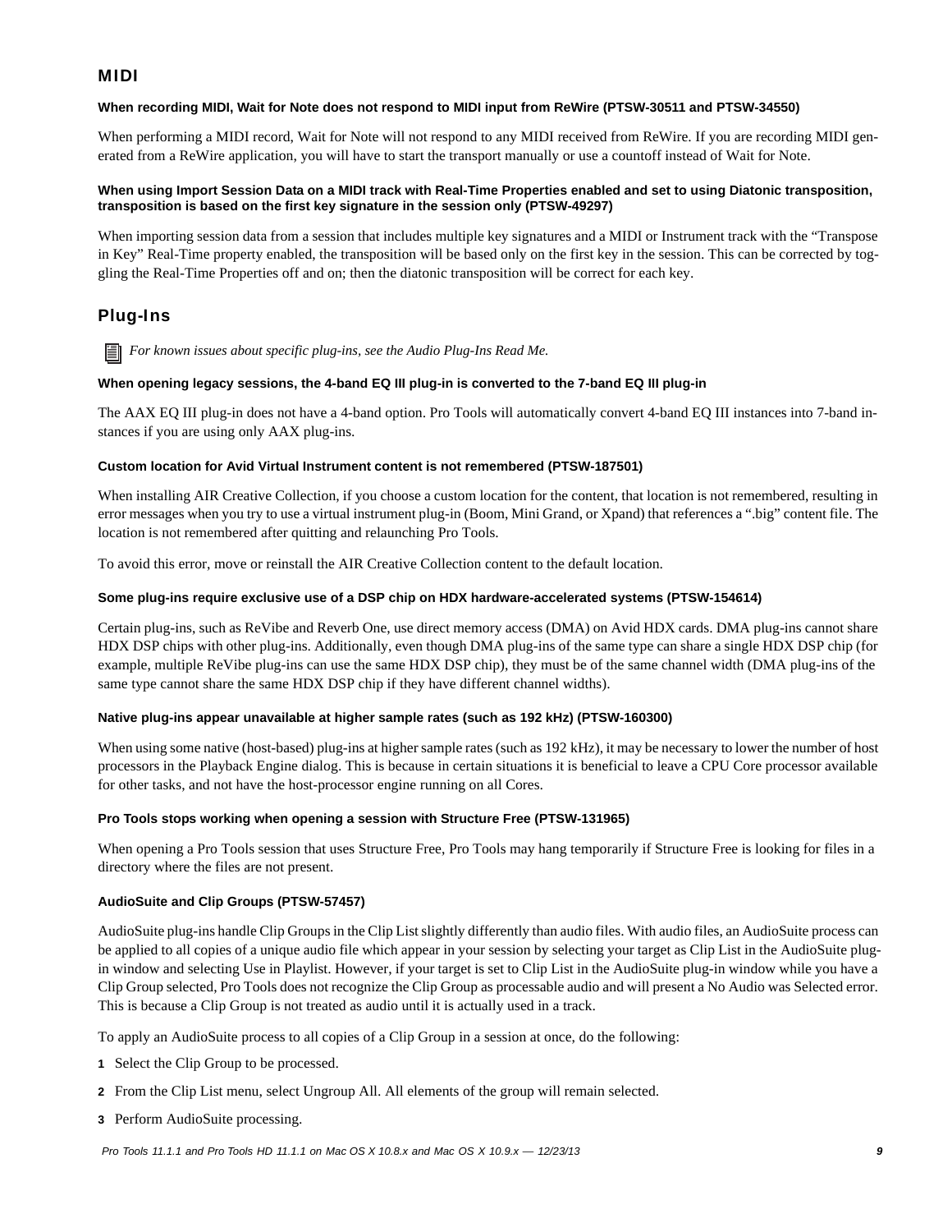## MIDI

### When recording MIDI, Wait for Note does not respond to MIDI input from ReWire (PTSW-30511 and PTSW-34550)

When performing a MIDI record, Wait for Note will not respond to any MIDI received from ReWire. If you are recording MIDI generated from a ReWire application, you will have to start the transport manually or use a countoff instead of Wait for Note.

### When using Import Session Data on a MIDI track with Real-Time Properties enabled and set to using Diatonic transposition, transposition is based on the first key signature in the session only (PTSW-49297)

When importing session data from a session that includes multiple key signatures and a MIDI or Instrument track with the "Transpose in Key" Real-Time property enabled, the transposition will be based only on the first key in the session. This can be corrected by toggling the Real-Time Properties off and on; then the diatonic transposition will be correct for each key.

## Plug-Ins

*For known issues about specific plug-ins, see the Audio Plug-Ins Read Me.*

### When opening legacy sessions, the 4-band EQ III plug-in is converted to the 7-band EQ III plug-in

The AAX EQ III plug-in does not have a 4-band option. Pro Tools will automatically convert 4-band EQ III instances into 7-band instances if you are using only AAX plug-ins.

### Custom location for Avid Virtual Instrument content is not remembered (PTSW-187501)

When installing AIR Creative Collection, if you choose a custom location for the content, that location is not remembered, resulting in error messages when you try to use a virtual instrument plug-in (Boom, Mini Grand, or Xpand) that references a ".big" content file. The location is not remembered after quitting and relaunching Pro Tools.

To avoid this error, move or reinstall the AIR Creative Collection content to the default location.

### Some plug-ins require exclusive use of a DSP chip on HDX hardware-accelerated systems (PTSW-154614)

Certain plug-ins, such as ReVibe and Reverb One, use direct memory access (DMA) on Avid HDX cards. DMA plug-ins cannot share HDX DSP chips with other plug-ins. Additionally, even though DMA plug-ins of the same type can share a single HDX DSP chip (for example, multiple ReVibe plug-ins can use the same HDX DSP chip), they must be of the same channel width (DMA plug-ins of the same type cannot share the same HDX DSP chip if they have different channel widths).

### Native plug-ins appear unavailable at higher sample rates (such as 192 kHz) (PTSW-160300)

When using some native (host-based) plug-ins at higher sample rates (such as 192 kHz), it may be necessary to lower the number of host processors in the Playback Engine dialog. This is because in certain situations it is beneficial to leave a CPU Core processor available for other tasks, and not have the host-processor engine running on all Cores.

### Pro Tools stops working when opening a session with Structure Free (PTSW-131965)

When opening a Pro Tools session that uses Structure Free, Pro Tools may hang temporarily if Structure Free is looking for files in a directory where the files are not present.

### AudioSuite and Clip Groups (PTSW-57457)

AudioSuite plug-ins handle Clip Groups in the Clip List slightly differently than audio files. With audio files, an AudioSuite process can be applied to all copies of a unique audio file which appear in your session by selecting your target as Clip List in the AudioSuite plug-in window and selecting Use in Playlist. However, if your target is set to Clip List in the AudioSuite plug-in window while you have a Clip Group selected, Pro Tools does not recognize the Clip Group as processable audio and will present a No Audio was Selected error. This is because a Clip Group is not treated as audio until it is actually used in a track.

To apply an AudioSuite process to all copies of a Clip Group in a session at once, do the following:

1. Select the Clip Group to be processed.
2. From the Clip List menu, select Ungroup All. All elements of the group will remain selected.
3. Perform AudioSuite processing.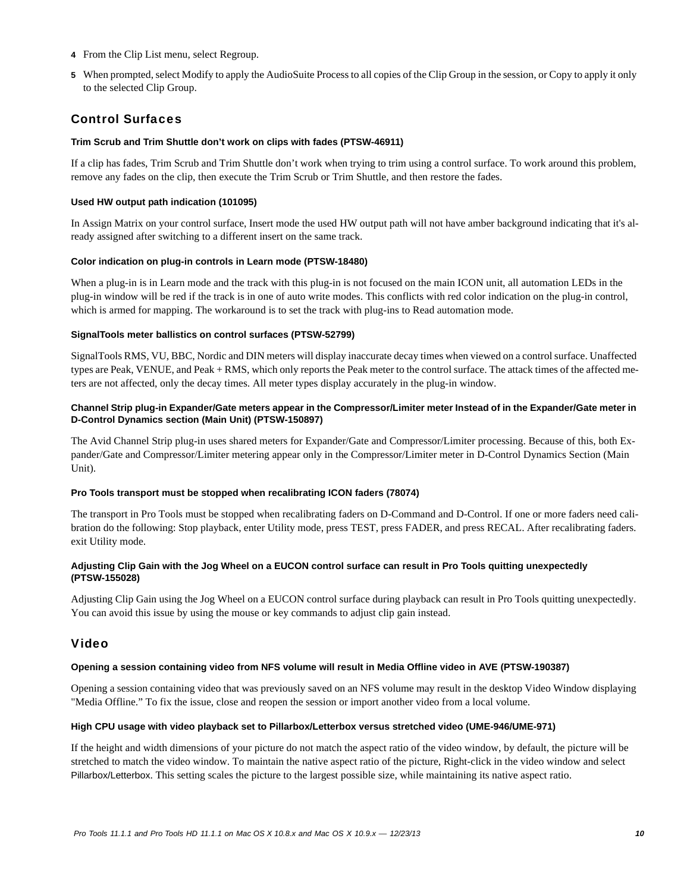4. From the Clip List menu, select Regroup.
5. When prompted, select Modify to apply the AudioSuite Process to all copies of the Clip Group in the session, or Copy to apply it only to the selected Clip Group.

## Control Surfaces

#### Trim Scrub and Trim Shuttle don't work on clips with fades (PTSW-46911)

If a clip has fades, Trim Scrub and Trim Shuttle don't work when trying to trim using a control surface. To work around this problem, remove any fades on the clip, then execute the Trim Scrub or Trim Shuttle, and then restore the fades.

#### Used HW output path indication (101095)

In Assign Matrix on your control surface, Insert mode the used HW output path will not have amber background indicating that it's already assigned after switching to a different insert on the same track.

#### Color indication on plug-in controls in Learn mode (PTSW-18480)

When a plug-in is in Learn mode and the track with this plug-in is not focused on the main ICON unit, all automation LEDs in the plug-in window will be red if the track is in one of auto write modes. This conflicts with red color indication on the plug-in control, which is armed for mapping. The workaround is to set the track with plug-ins to Read automation mode.

#### SignalTools meter ballistics on control surfaces (PTSW-52799)

SignalTools RMS, VU, BBC, Nordic and DIN meters will display inaccurate decay times when viewed on a control surface. Unaffected types are Peak, VENUE, and Peak + RMS, which only reports the Peak meter to the control surface. The attack times of the affected meters are not affected, only the decay times. All meter types display accurately in the plug-in window.

#### Channel Strip plug-in Expander/Gate meters appear in the Compressor/Limiter meter Instead of in the Expander/Gate meter in D-Control Dynamics section (Main Unit) (PTSW-150897)

The Avid Channel Strip plug-in uses shared meters for Expander/Gate and Compressor/Limiter processing. Because of this, both Expander/Gate and Compressor/Limiter metering appear only in the Compressor/Limiter meter in D-Control Dynamics Section (Main Unit).

#### Pro Tools transport must be stopped when recalibrating ICON faders (78074)

The transport in Pro Tools must be stopped when recalibrating faders on D-Command and D-Control. If one or more faders need calibration do the following: Stop playback, enter Utility mode, press TEST, press FADER, and press RECAL. After recalibrating faders. exit Utility mode.

#### Adjusting Clip Gain with the Jog Wheel on a EUCON control surface can result in Pro Tools quitting unexpectedly (PTSW-155028)

Adjusting Clip Gain using the Jog Wheel on a EUCON control surface during playback can result in Pro Tools quitting unexpectedly. You can avoid this issue by using the mouse or key commands to adjust clip gain instead.

## Video

#### Opening a session containing video from NFS volume will result in Media Offline video in AVE (PTSW-190387)

Opening a session containing video that was previously saved on an NFS volume may result in the desktop Video Window displaying "Media Offline." To fix the issue, close and reopen the session or import another video from a local volume.

#### High CPU usage with video playback set to Pillarbox/Letterbox versus stretched video (UME-946/UME-971)

If the height and width dimensions of your picture do not match the aspect ratio of the video window, by default, the picture will be stretched to match the video window. To maintain the native aspect ratio of the picture, Right-click in the video window and select Pillarbox/Letterbox. This setting scales the picture to the largest possible size, while maintaining its native aspect ratio.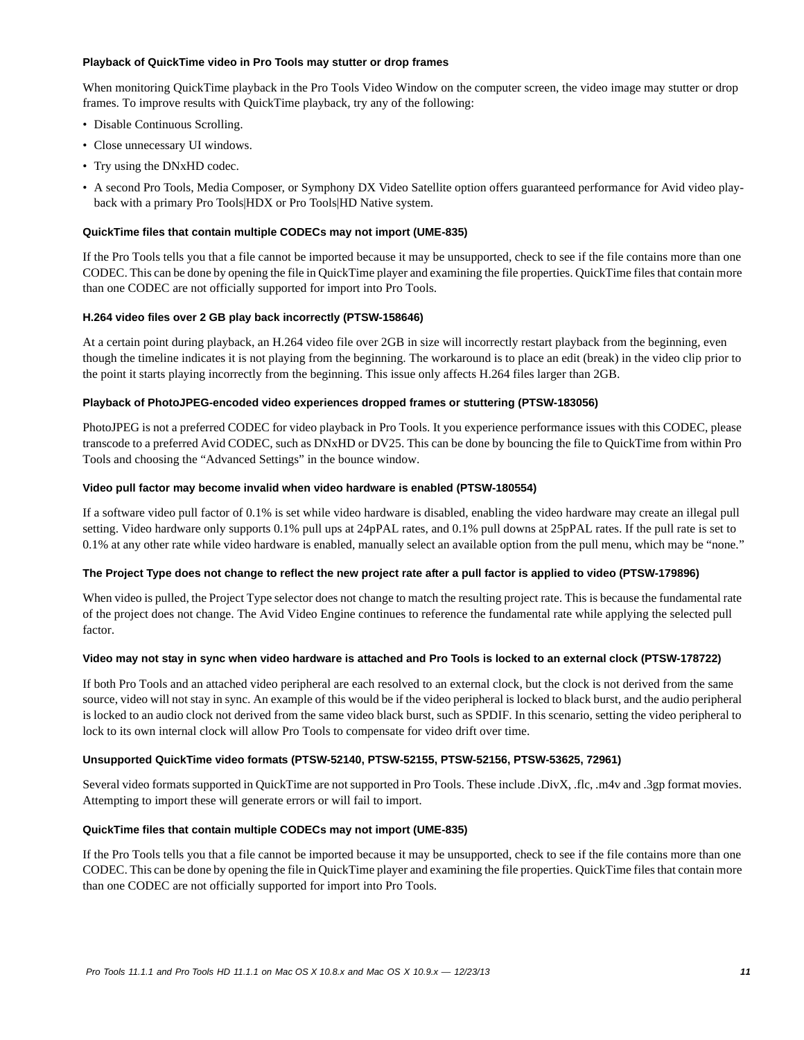### Playback of QuickTime video in Pro Tools may stutter or drop frames

When monitoring QuickTime playback in the Pro Tools Video Window on the computer screen, the video image may stutter or drop frames. To improve results with QuickTime playback, try any of the following:

- Disable Continuous Scrolling.
- Close unnecessary UI windows.
- Try using the DNxHD codec.
- A second Pro Tools, Media Composer, or Symphony DX Video Satellite option offers guaranteed performance for Avid video playback with a primary Pro Tools|HDX or Pro Tools|HD Native system.

### QuickTime files that contain multiple CODECs may not import (UME-835)

If the Pro Tools tells you that a file cannot be imported because it may be unsupported, check to see if the file contains more than one CODEC. This can be done by opening the file in QuickTime player and examining the file properties. QuickTime files that contain more than one CODEC are not officially supported for import into Pro Tools.

### H.264 video files over 2 GB play back incorrectly (PTSW-158646)

At a certain point during playback, an H.264 video file over 2GB in size will incorrectly restart playback from the beginning, even though the timeline indicates it is not playing from the beginning. The workaround is to place an edit (break) in the video clip prior to the point it starts playing incorrectly from the beginning. This issue only affects H.264 files larger than 2GB.

### Playback of PhotoJPEG-encoded video experiences dropped frames or stuttering (PTSW-183056)

PhotoJPEG is not a preferred CODEC for video playback in Pro Tools. It you experience performance issues with this CODEC, please transcode to a preferred Avid CODEC, such as DNxHD or DV25. This can be done by bouncing the file to QuickTime from within Pro Tools and choosing the “Advanced Settings” in the bounce window.

### Video pull factor may become invalid when video hardware is enabled (PTSW-180554)

If a software video pull factor of 0.1% is set while video hardware is disabled, enabling the video hardware may create an illegal pull setting. Video hardware only supports 0.1% pull ups at 24pPAL rates, and 0.1% pull downs at 25pPAL rates. If the pull rate is set to 0.1% at any other rate while video hardware is enabled, manually select an available option from the pull menu, which may be “none.”

### The Project Type does not change to reflect the new project rate after a pull factor is applied to video (PTSW-179896)

When video is pulled, the Project Type selector does not change to match the resulting project rate. This is because the fundamental rate of the project does not change. The Avid Video Engine continues to reference the fundamental rate while applying the selected pull factor.

### Video may not stay in sync when video hardware is attached and Pro Tools is locked to an external clock (PTSW-178722)

If both Pro Tools and an attached video peripheral are each resolved to an external clock, but the clock is not derived from the same source, video will not stay in sync. An example of this would be if the video peripheral is locked to black burst, and the audio peripheral is locked to an audio clock not derived from the same video black burst, such as SPDIF. In this scenario, setting the video peripheral to lock to its own internal clock will allow Pro Tools to compensate for video drift over time.

### Unsupported QuickTime video formats (PTSW-52140, PTSW-52155, PTSW-52156, PTSW-53625, 72961)

Several video formats supported in QuickTime are not supported in Pro Tools. These include .DivX, .flc, .m4v and .3gp format movies. Attempting to import these will generate errors or will fail to import.

### QuickTime files that contain multiple CODECs may not import (UME-835)

If the Pro Tools tells you that a file cannot be imported because it may be unsupported, check to see if the file contains more than one CODEC. This can be done by opening the file in QuickTime player and examining the file properties. QuickTime files that contain more than one CODEC are not officially supported for import into Pro Tools.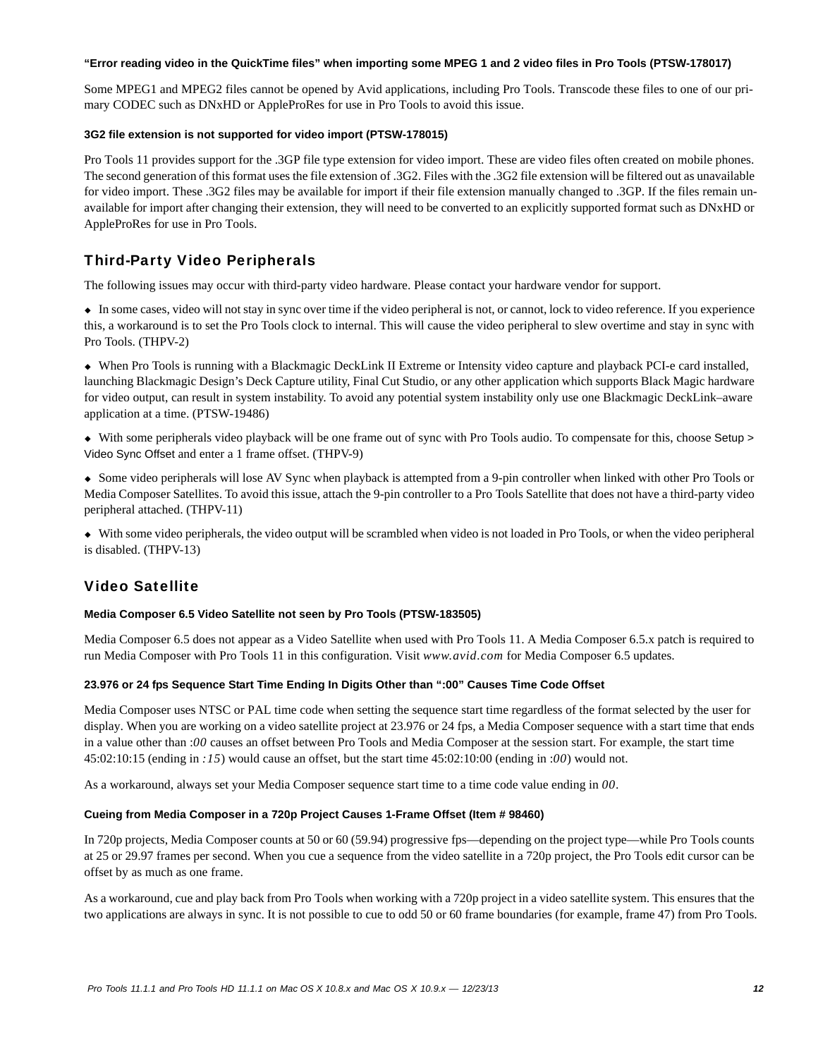#### "Error reading video in the QuickTime files" when importing some MPEG 1 and 2 video files in Pro Tools (PTSW-178017)

Some MPEG1 and MPEG2 files cannot be opened by Avid applications, including Pro Tools. Transcode these files to one of our primary CODEC such as DNxHD or AppleProRes for use in Pro Tools to avoid this issue.

#### 3G2 file extension is not supported for video import (PTSW-178015)

Pro Tools 11 provides support for the .3GP file type extension for video import. These are video files often created on mobile phones. The second generation of this format uses the file extension of .3G2. Files with the .3G2 file extension will be filtered out as unavailable for video import. These .3G2 files may be available for import if their file extension manually changed to .3GP. If the files remain unavailable for import after changing their extension, they will need to be converted to an explicitly supported format such as DNxHD or AppleProRes for use in Pro Tools.

## Third-Party Video Peripherals

The following issues may occur with third-party video hardware. Please contact your hardware vendor for support.

- In some cases, video will not stay in sync over time if the video peripheral is not, or cannot, lock to video reference. If you experience this, a workaround is to set the Pro Tools clock to internal. This will cause the video peripheral to slew overtime and stay in sync with Pro Tools. (THPV-2)
- When Pro Tools is running with a Blackmagic DeckLink II Extreme or Intensity video capture and playback PCI-e card installed, launching Blackmagic Design's Deck Capture utility, Final Cut Studio, or any other application which supports Black Magic hardware for video output, can result in system instability. To avoid any potential system instability only use one Blackmagic DeckLink–aware application at a time. (PTSW-19486)
- With some peripherals video playback will be one frame out of sync with Pro Tools audio. To compensate for this, choose Setup > Video Sync Offset and enter a 1 frame offset. (THPV-9)
- Some video peripherals will lose AV Sync when playback is attempted from a 9-pin controller when linked with other Pro Tools or Media Composer Satellites. To avoid this issue, attach the 9-pin controller to a Pro Tools Satellite that does not have a third-party video peripheral attached. (THPV-11)
- With some video peripherals, the video output will be scrambled when video is not loaded in Pro Tools, or when the video peripheral is disabled. (THPV-13)

## Video Satellite

#### Media Composer 6.5 Video Satellite not seen by Pro Tools (PTSW-183505)

Media Composer 6.5 does not appear as a Video Satellite when used with Pro Tools 11. A Media Composer 6.5.x patch is required to run Media Composer with Pro Tools 11 in this configuration. Visit *www.avid.com* for Media Composer 6.5 updates.

#### 23.976 or 24 fps Sequence Start Time Ending In Digits Other than ":00" Causes Time Code Offset

Media Composer uses NTSC or PAL time code when setting the sequence start time regardless of the format selected by the user for display. When you are working on a video satellite project at 23.976 or 24 fps, a Media Composer sequence with a start time that ends in a value other than *:00* causes an offset between Pro Tools and Media Composer at the session start. For example, the start time 45:02:10:15 (ending in *:15*) would cause an offset, but the start time 45:02:10:00 (ending in *:00*) would not.

As a workaround, always set your Media Composer sequence start time to a time code value ending in *00*.

#### Cueing from Media Composer in a 720p Project Causes 1-Frame Offset (Item # 98460)

In 720p projects, Media Composer counts at 50 or 60 (59.94) progressive fps—depending on the project type—while Pro Tools counts at 25 or 29.97 frames per second. When you cue a sequence from the video satellite in a 720p project, the Pro Tools edit cursor can be offset by as much as one frame.

As a workaround, cue and play back from Pro Tools when working with a 720p project in a video satellite system. This ensures that the two applications are always in sync. It is not possible to cue to odd 50 or 60 frame boundaries (for example, frame 47) from Pro Tools.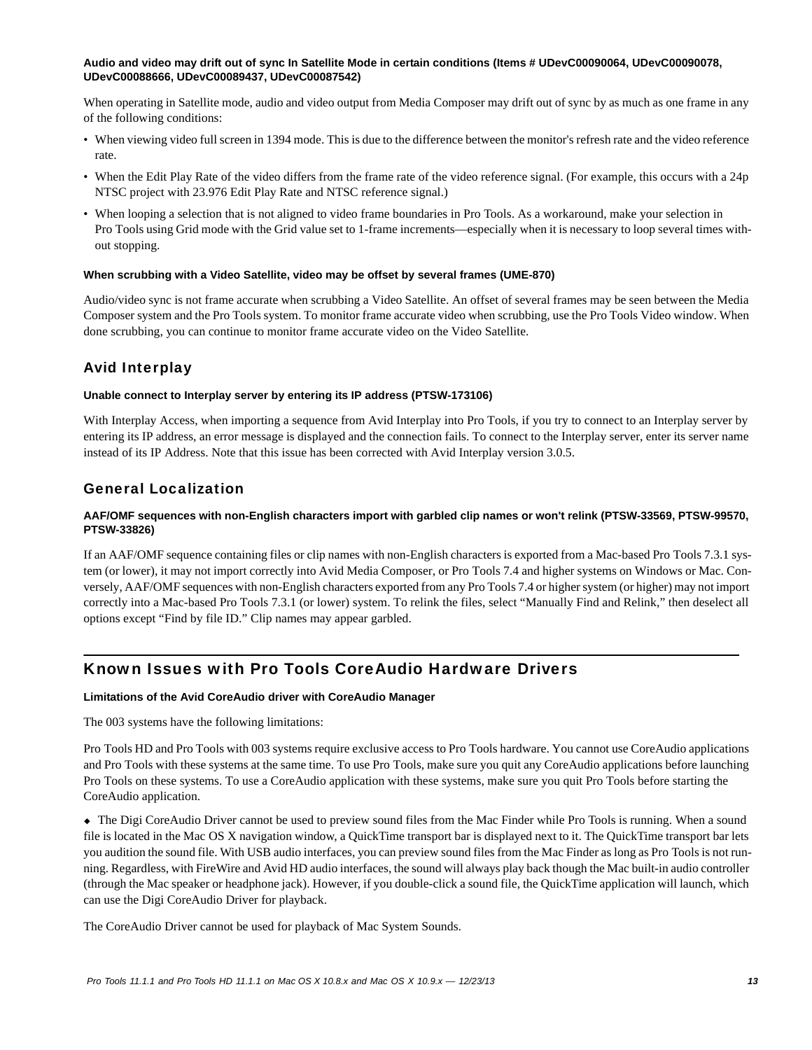**Audio and video may drift out of sync In Satellite Mode in certain conditions (Items # UDevC00090064, UDevC00090078, UDevC00088666, UDevC00089437, UDevC00087542)**

When operating in Satellite mode, audio and video output from Media Composer may drift out of sync by as much as one frame in any of the following conditions:

- When viewing video full screen in 1394 mode. This is due to the difference between the monitor's refresh rate and the video reference rate.
- When the Edit Play Rate of the video differs from the frame rate of the video reference signal. (For example, this occurs with a 24p NTSC project with 23.976 Edit Play Rate and NTSC reference signal.)
- When looping a selection that is not aligned to video frame boundaries in Pro Tools. As a workaround, make your selection in Pro Tools using Grid mode with the Grid value set to 1-frame increments—especially when it is necessary to loop several times without stopping.

**When scrubbing with a Video Satellite, video may be offset by several frames (UME-870)**

Audio/video sync is not frame accurate when scrubbing a Video Satellite. An offset of several frames may be seen between the Media Composer system and the Pro Tools system. To monitor frame accurate video when scrubbing, use the Pro Tools Video window. When done scrubbing, you can continue to monitor frame accurate video on the Video Satellite.

## Avid Interplay

**Unable connect to Interplay server by entering its IP address (PTSW-173106)**

With Interplay Access, when importing a sequence from Avid Interplay into Pro Tools, if you try to connect to an Interplay server by entering its IP address, an error message is displayed and the connection fails. To connect to the Interplay server, enter its server name instead of its IP Address. Note that this issue has been corrected with Avid Interplay version 3.0.5.

## General Localization

**AAF/OMF sequences with non-English characters import with garbled clip names or won't relink (PTSW-33569, PTSW-99570, PTSW-33826)**

If an AAF/OMF sequence containing files or clip names with non-English characters is exported from a Mac-based Pro Tools 7.3.1 system (or lower), it may not import correctly into Avid Media Composer, or Pro Tools 7.4 and higher systems on Windows or Mac. Conversely, AAF/OMF sequences with non-English characters exported from any Pro Tools 7.4 or higher system (or higher) may not import correctly into a Mac-based Pro Tools 7.3.1 (or lower) system. To relink the files, select "Manually Find and Relink," then deselect all options except "Find by file ID." Clip names may appear garbled.

# Known Issues with Pro Tools CoreAudio Hardware Drivers

**Limitations of the Avid CoreAudio driver with CoreAudio Manager**

The 003 systems have the following limitations:

Pro Tools HD and Pro Tools with 003 systems require exclusive access to Pro Tools hardware. You cannot use CoreAudio applications and Pro Tools with these systems at the same time. To use Pro Tools, make sure you quit any CoreAudio applications before launching Pro Tools on these systems. To use a CoreAudio application with these systems, make sure you quit Pro Tools before starting the CoreAudio application.

◆ The Digi CoreAudio Driver cannot be used to preview sound files from the Mac Finder while Pro Tools is running. When a sound file is located in the Mac OS X navigation window, a QuickTime transport bar is displayed next to it. The QuickTime transport bar lets you audition the sound file. With USB audio interfaces, you can preview sound files from the Mac Finder as long as Pro Tools is not running. Regardless, with FireWire and Avid HD audio interfaces, the sound will always play back though the Mac built-in audio controller (through the Mac speaker or headphone jack). However, if you double-click a sound file, the QuickTime application will launch, which can use the Digi CoreAudio Driver for playback.

The CoreAudio Driver cannot be used for playback of Mac System Sounds.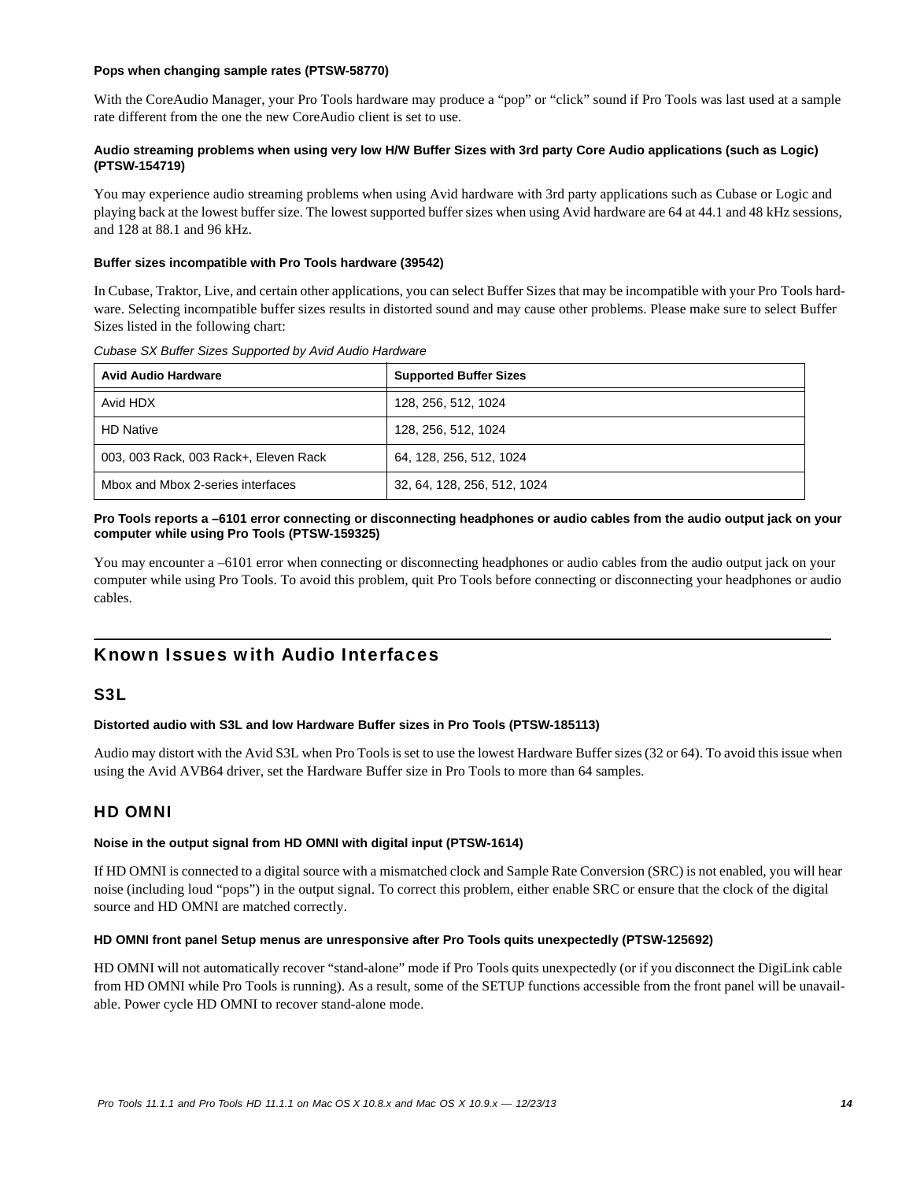#### Pops when changing sample rates (PTSW-58770)

With the CoreAudio Manager, your Pro Tools hardware may produce a “pop” or “click” sound if Pro Tools was last used at a sample rate different from the one the new CoreAudio client is set to use.

#### Audio streaming problems when using very low H/W Buffer Sizes with 3rd party Core Audio applications (such as Logic) (PTSW-154719)

You may experience audio streaming problems when using Avid hardware with 3rd party applications such as Cubase or Logic and playing back at the lowest buffer size. The lowest supported buffer sizes when using Avid hardware are 64 at 44.1 and 48 kHz sessions, and 128 at 88.1 and 96 kHz.

#### Buffer sizes incompatible with Pro Tools hardware (39542)

In Cubase, Traktor, Live, and certain other applications, you can select Buffer Sizes that may be incompatible with your Pro Tools hardware. Selecting incompatible buffer sizes results in distorted sound and may cause other problems. Please make sure to select Buffer Sizes listed in the following chart:

*Cubase SX Buffer Sizes Supported by Avid Audio Hardware*

| Avid Audio Hardware | Supported Buffer Sizes |
|---|---|
| Avid HDX | 128, 256, 512, 1024 |
| HD Native | 128, 256, 512, 1024 |
| 003, 003 Rack, 003 Rack+, Eleven Rack | 64, 128, 256, 512, 1024 |
| Mbox and Mbox 2-series interfaces | 32, 64, 128, 256, 512, 1024 |

#### Pro Tools reports a –6101 error connecting or disconnecting headphones or audio cables from the audio output jack on your computer while using Pro Tools (PTSW-159325)

You may encounter a –6101 error when connecting or disconnecting headphones or audio cables from the audio output jack on your computer while using Pro Tools. To avoid this problem, quit Pro Tools before connecting or disconnecting your headphones or audio cables.

## Known Issues with Audio Interfaces

### S3L

#### Distorted audio with S3L and low Hardware Buffer sizes in Pro Tools (PTSW-185113)

Audio may distort with the Avid S3L when Pro Tools is set to use the lowest Hardware Buffer sizes (32 or 64). To avoid this issue when using the Avid AVB64 driver, set the Hardware Buffer size in Pro Tools to more than 64 samples.

### HD OMNI

#### Noise in the output signal from HD OMNI with digital input (PTSW-1614)

If HD OMNI is connected to a digital source with a mismatched clock and Sample Rate Conversion (SRC) is not enabled, you will hear noise (including loud “pops”) in the output signal. To correct this problem, either enable SRC or ensure that the clock of the digital source and HD OMNI are matched correctly.

#### HD OMNI front panel Setup menus are unresponsive after Pro Tools quits unexpectedly (PTSW-125692)

HD OMNI will not automatically recover “stand-alone” mode if Pro Tools quits unexpectedly (or if you disconnect the DigiLink cable from HD OMNI while Pro Tools is running). As a result, some of the SETUP functions accessible from the front panel will be unavailable. Power cycle HD OMNI to recover stand-alone mode.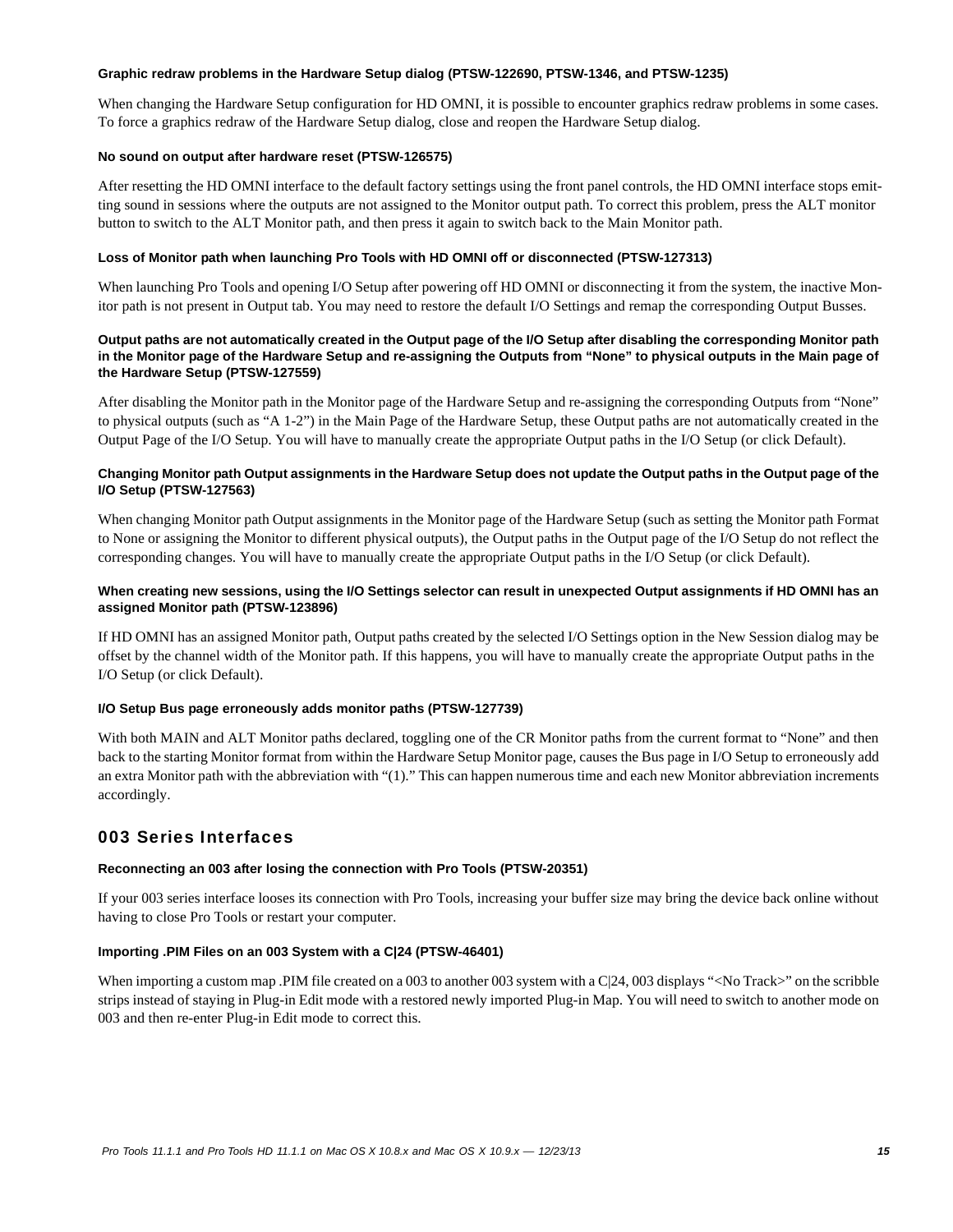#### Graphic redraw problems in the Hardware Setup dialog (PTSW-122690, PTSW-1346, and PTSW-1235)

When changing the Hardware Setup configuration for HD OMNI, it is possible to encounter graphics redraw problems in some cases. To force a graphics redraw of the Hardware Setup dialog, close and reopen the Hardware Setup dialog.

#### No sound on output after hardware reset (PTSW-126575)

After resetting the HD OMNI interface to the default factory settings using the front panel controls, the HD OMNI interface stops emitting sound in sessions where the outputs are not assigned to the Monitor output path. To correct this problem, press the ALT monitor button to switch to the ALT Monitor path, and then press it again to switch back to the Main Monitor path.

#### Loss of Monitor path when launching Pro Tools with HD OMNI off or disconnected (PTSW-127313)

When launching Pro Tools and opening I/O Setup after powering off HD OMNI or disconnecting it from the system, the inactive Monitor path is not present in Output tab. You may need to restore the default I/O Settings and remap the corresponding Output Busses.

#### Output paths are not automatically created in the Output page of the I/O Setup after disabling the corresponding Monitor path in the Monitor page of the Hardware Setup and re-assigning the Outputs from "None" to physical outputs in the Main page of the Hardware Setup (PTSW-127559)

After disabling the Monitor path in the Monitor page of the Hardware Setup and re-assigning the corresponding Outputs from "None" to physical outputs (such as "A 1-2") in the Main Page of the Hardware Setup, these Output paths are not automatically created in the Output Page of the I/O Setup. You will have to manually create the appropriate Output paths in the I/O Setup (or click Default).

#### Changing Monitor path Output assignments in the Hardware Setup does not update the Output paths in the Output page of the I/O Setup (PTSW-127563)

When changing Monitor path Output assignments in the Monitor page of the Hardware Setup (such as setting the Monitor path Format to None or assigning the Monitor to different physical outputs), the Output paths in the Output page of the I/O Setup do not reflect the corresponding changes. You will have to manually create the appropriate Output paths in the I/O Setup (or click Default).

#### When creating new sessions, using the I/O Settings selector can result in unexpected Output assignments if HD OMNI has an assigned Monitor path (PTSW-123896)

If HD OMNI has an assigned Monitor path, Output paths created by the selected I/O Settings option in the New Session dialog may be offset by the channel width of the Monitor path. If this happens, you will have to manually create the appropriate Output paths in the I/O Setup (or click Default).

#### I/O Setup Bus page erroneously adds monitor paths (PTSW-127739)

With both MAIN and ALT Monitor paths declared, toggling one of the CR Monitor paths from the current format to "None" and then back to the starting Monitor format from within the Hardware Setup Monitor page, causes the Bus page in I/O Setup to erroneously add an extra Monitor path with the abbreviation with "(1)." This can happen numerous time and each new Monitor abbreviation increments accordingly.

## 003 Series Interfaces

#### Reconnecting an 003 after losing the connection with Pro Tools (PTSW-20351)

If your 003 series interface looses its connection with Pro Tools, increasing your buffer size may bring the device back online without having to close Pro Tools or restart your computer.

#### Importing .PIM Files on an 003 System with a C|24 (PTSW-46401)

When importing a custom map .PIM file created on a 003 to another 003 system with a C|24, 003 displays "<No Track>" on the scribble strips instead of staying in Plug-in Edit mode with a restored newly imported Plug-in Map. You will need to switch to another mode on 003 and then re-enter Plug-in Edit mode to correct this.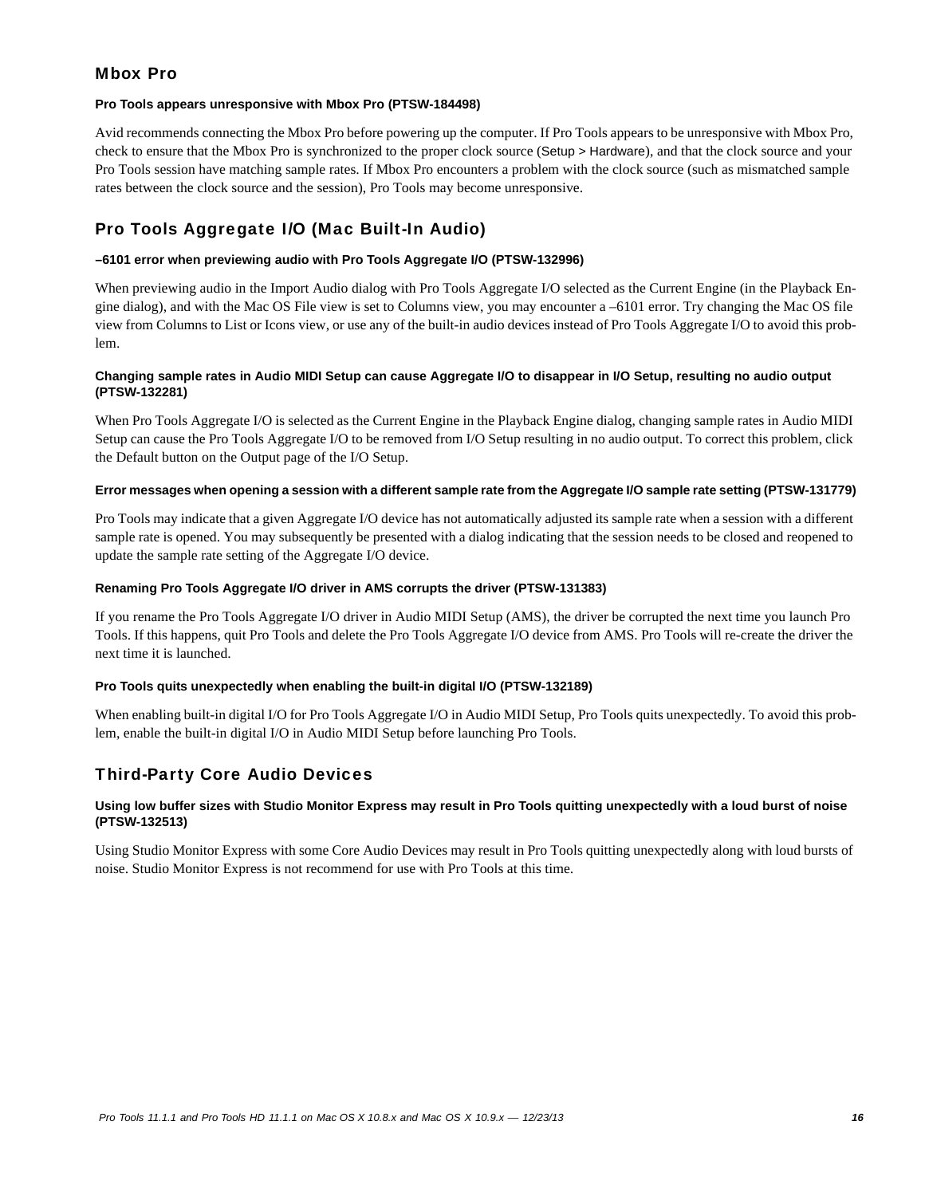## Mbox Pro

#### Pro Tools appears unresponsive with Mbox Pro (PTSW-184498)

Avid recommends connecting the Mbox Pro before powering up the computer. If Pro Tools appears to be unresponsive with Mbox Pro, check to ensure that the Mbox Pro is synchronized to the proper clock source (Setup > Hardware), and that the clock source and your Pro Tools session have matching sample rates. If Mbox Pro encounters a problem with the clock source (such as mismatched sample rates between the clock source and the session), Pro Tools may become unresponsive.

## Pro Tools Aggregate I/O (Mac Built-In Audio)

#### –6101 error when previewing audio with Pro Tools Aggregate I/O (PTSW-132996)

When previewing audio in the Import Audio dialog with Pro Tools Aggregate I/O selected as the Current Engine (in the Playback Engine dialog), and with the Mac OS File view is set to Columns view, you may encounter a –6101 error. Try changing the Mac OS file view from Columns to List or Icons view, or use any of the built-in audio devices instead of Pro Tools Aggregate I/O to avoid this problem.

#### Changing sample rates in Audio MIDI Setup can cause Aggregate I/O to disappear in I/O Setup, resulting no audio output (PTSW-132281)

When Pro Tools Aggregate I/O is selected as the Current Engine in the Playback Engine dialog, changing sample rates in Audio MIDI Setup can cause the Pro Tools Aggregate I/O to be removed from I/O Setup resulting in no audio output. To correct this problem, click the Default button on the Output page of the I/O Setup.

#### Error messages when opening a session with a different sample rate from the Aggregate I/O sample rate setting (PTSW-131779)

Pro Tools may indicate that a given Aggregate I/O device has not automatically adjusted its sample rate when a session with a different sample rate is opened. You may subsequently be presented with a dialog indicating that the session needs to be closed and reopened to update the sample rate setting of the Aggregate I/O device.

#### Renaming Pro Tools Aggregate I/O driver in AMS corrupts the driver (PTSW-131383)

If you rename the Pro Tools Aggregate I/O driver in Audio MIDI Setup (AMS), the driver be corrupted the next time you launch Pro Tools. If this happens, quit Pro Tools and delete the Pro Tools Aggregate I/O device from AMS. Pro Tools will re-create the driver the next time it is launched.

#### Pro Tools quits unexpectedly when enabling the built-in digital I/O (PTSW-132189)

When enabling built-in digital I/O for Pro Tools Aggregate I/O in Audio MIDI Setup, Pro Tools quits unexpectedly. To avoid this problem, enable the built-in digital I/O in Audio MIDI Setup before launching Pro Tools.

## Third-Party Core Audio Devices

#### Using low buffer sizes with Studio Monitor Express may result in Pro Tools quitting unexpectedly with a loud burst of noise (PTSW-132513)

Using Studio Monitor Express with some Core Audio Devices may result in Pro Tools quitting unexpectedly along with loud bursts of noise. Studio Monitor Express is not recommend for use with Pro Tools at this time.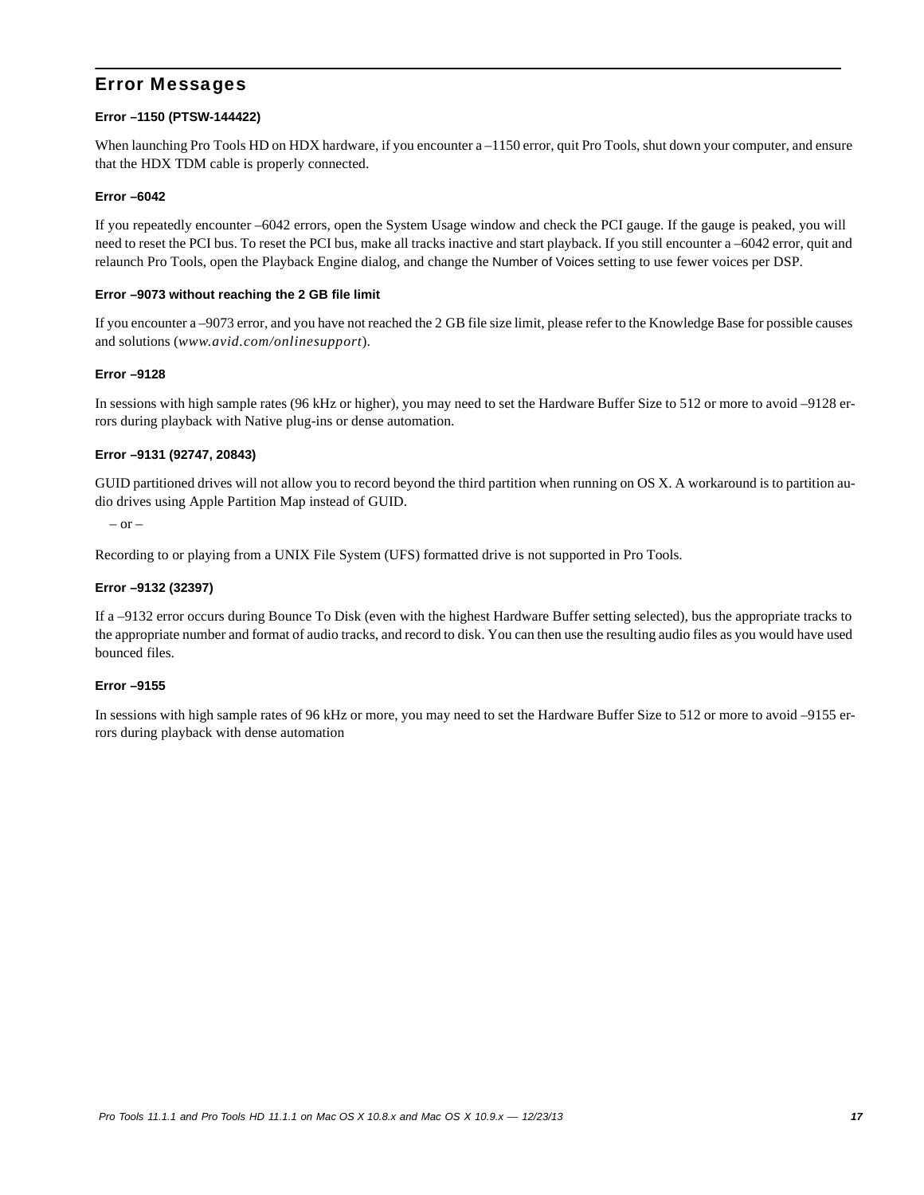## Error Messages

### Error –1150 (PTSW-144422)

When launching Pro Tools HD on HDX hardware, if you encounter a –1150 error, quit Pro Tools, shut down your computer, and ensure that the HDX TDM cable is properly connected.

### Error –6042

If you repeatedly encounter –6042 errors, open the System Usage window and check the PCI gauge. If the gauge is peaked, you will need to reset the PCI bus. To reset the PCI bus, make all tracks inactive and start playback. If you still encounter a –6042 error, quit and relaunch Pro Tools, open the Playback Engine dialog, and change the Number of Voices setting to use fewer voices per DSP.

### Error –9073 without reaching the 2 GB file limit

If you encounter a –9073 error, and you have not reached the 2 GB file size limit, please refer to the Knowledge Base for possible causes and solutions (*www.avid.com/onlinesupport*).

### Error –9128

In sessions with high sample rates (96 kHz or higher), you may need to set the Hardware Buffer Size to 512 or more to avoid –9128 errors during playback with Native plug-ins or dense automation.

### Error –9131 (92747, 20843)

GUID partitioned drives will not allow you to record beyond the third partition when running on OS X. A workaround is to partition audio drives using Apple Partition Map instead of GUID.

– or –

Recording to or playing from a UNIX File System (UFS) formatted drive is not supported in Pro Tools.

### Error –9132 (32397)

If a –9132 error occurs during Bounce To Disk (even with the highest Hardware Buffer setting selected), bus the appropriate tracks to the appropriate number and format of audio tracks, and record to disk. You can then use the resulting audio files as you would have used bounced files.

### Error –9155

In sessions with high sample rates of 96 kHz or more, you may need to set the Hardware Buffer Size to 512 or more to avoid –9155 errors during playback with dense automation